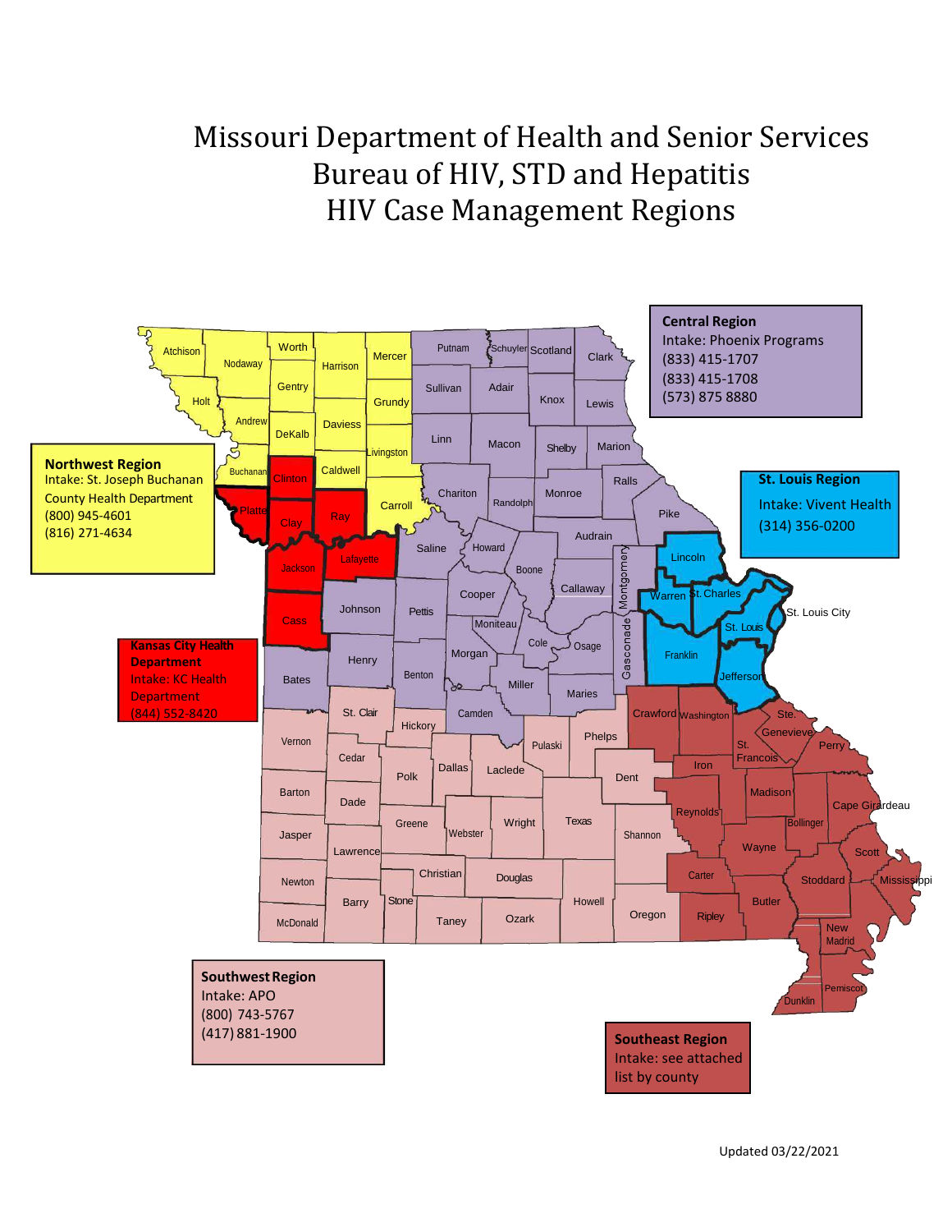# Missouri Department of Health and Senior Services
# Bureau of HIV, STD and Hepatitis
# HIV Case Management Regions

**Central Region**
Intake: Phoenix Programs
(833) 415-1707
(833) 415-1708
(573) 875 8880

**Northwest Region**
Intake: St. Joseph Buchanan County Health Department
(800) 945-4601
(816) 271-4634

**St. Louis Region**
Intake: Vivent Health
(314) 356-0200

**Kansas City Health Department**
Intake: KC Health Department
(844) 552-8420

**Southwest Region**
Intake: APO
(800) 743-5767
(417) 881-1900

**Southeast Region**
Intake: see attached list by county

Atchison, Nodaway, Worth, Harrison, Mercer, Putnam, Schuyler, Scotland, Clark, Holt, Andrew, Gentry, Grundy, Sullivan, Adair, Knox, Lewis, DeKalb, Daviess, Livingston, Linn, Macon, Shelby, Marion, Buchanan, Clinton, Caldwell, Chariton, Randolph, Monroe, Ralls, Platte, Clay, Ray, Carroll, Pike, Jackson, Lafayette, Saline, Howard, Boone, Audrain, Lincoln, Cooper, Callaway, Montgomery, Warren, St. Charles, St. Louis City, Johnson, Pettis, Moniteau, St. Louis, Cass, Cole, Osage, Gasconade, Franklin, Henry, Benton, Morgan, Miller, Jefferson, Bates, Maries, St. Clair, Hickory, Camden, Crawford, Washington, Ste. Genevieve, Vernon, Pulaski, Phelps, St. Francois, Perry, Cedar, Polk, Dallas, Laclede, Iron, Barton, Dade, Dent, Madison, Reynolds, Cape Girardeau, Greene, Webster, Wright, Texas, Bollinger, Jasper, Shannon, Wayne, Scott, Lawrence, Christian, Douglas, Carter, Stoddard, Mississippi, Newton, Stone, Howell, Butler, Barry, Oregon, Ripley, New Madrid, McDonald, Taney, Ozark, Pemiscot, Dunklin

Updated 03/22/2021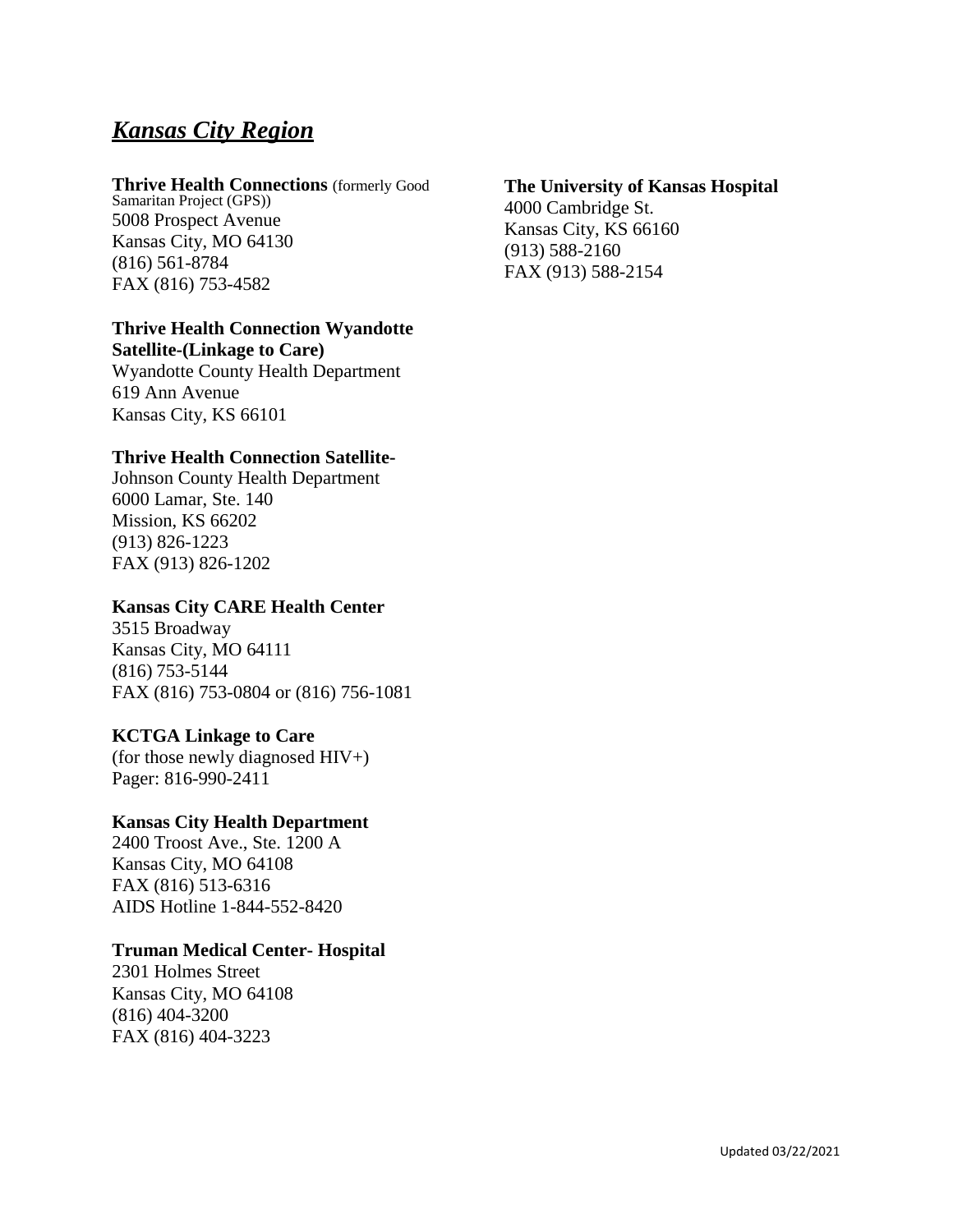## ***Kansas City Region***

**Thrive Health Connections** (formerly Good Samaritan Project (GPS))
5008 Prospect Avenue
Kansas City, MO 64130
(816) 561-8784
FAX (816) 753-4582

**Thrive Health Connection Wyandotte Satellite-(Linkage to Care)**
Wyandotte County Health Department
619 Ann Avenue
Kansas City, KS 66101

**Thrive Health Connection Satellite-**
Johnson County Health Department
6000 Lamar, Ste. 140
Mission, KS 66202
(913) 826-1223
FAX (913) 826-1202

**Kansas City CARE Health Center**
3515 Broadway
Kansas City, MO 64111
(816) 753-5144
FAX (816) 753-0804 or (816) 756-1081

**KCTGA Linkage to Care**
(for those newly diagnosed HIV+)
Pager: 816-990-2411

**Kansas City Health Department**
2400 Troost Ave., Ste. 1200 A
Kansas City, MO 64108
FAX (816) 513-6316
AIDS Hotline 1-844-552-8420

**Truman Medical Center- Hospital**
2301 Holmes Street
Kansas City, MO 64108
(816) 404-3200
FAX (816) 404-3223

**The University of Kansas Hospital**
4000 Cambridge St.
Kansas City, KS 66160
(913) 588-2160
FAX (913) 588-2154

Updated 03/22/2021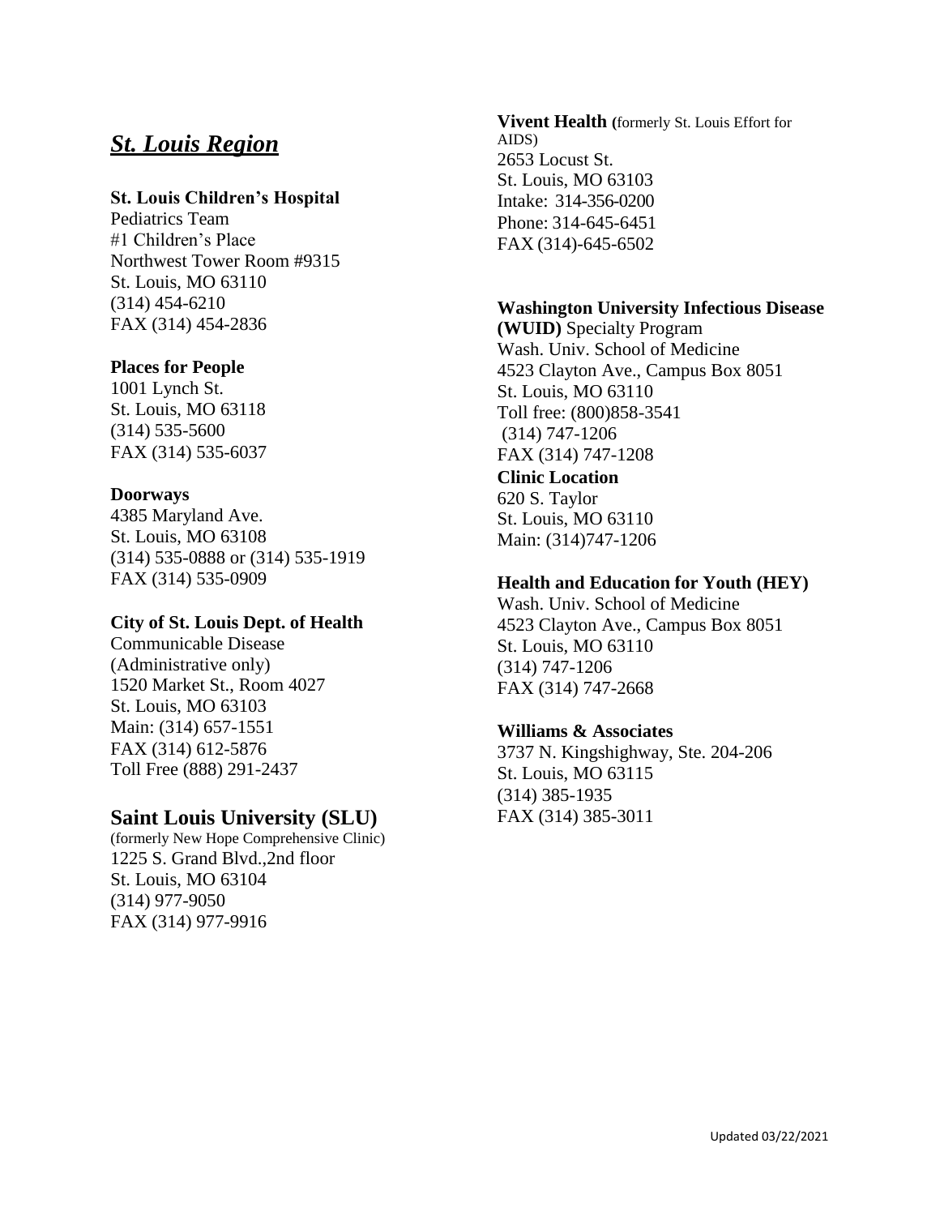## *St. Louis Region*

**St. Louis Children's Hospital**
Pediatrics Team
#1 Children's Place
Northwest Tower Room #9315
St. Louis, MO 63110
(314) 454-6210
FAX (314) 454-2836

**Places for People**
1001 Lynch St.
St. Louis, MO 63118
(314) 535-5600
FAX (314) 535-6037

**Doorways**
4385 Maryland Ave.
St. Louis, MO 63108
(314) 535-0888 or (314) 535-1919
FAX (314) 535-0909

**City of St. Louis Dept. of Health**
Communicable Disease
(Administrative only)
1520 Market St., Room 4027
St. Louis, MO 63103
Main: (314) 657-1551
FAX (314) 612-5876
Toll Free (888) 291-2437

### Saint Louis University (SLU)

(formerly New Hope Comprehensive Clinic)
1225 S. Grand Blvd.,2nd floor
St. Louis, MO 63104
(314) 977-9050
FAX (314) 977-9916

**Vivent Health (**formerly St. Louis Effort for AIDS)
2653 Locust St.
St. Louis, MO 63103
Intake: 314-356-0200
Phone: 314-645-6451
FAX (314)-645-6502

**Washington University Infectious Disease (WUID)** Specialty Program
Wash. Univ. School of Medicine
4523 Clayton Ave., Campus Box 8051
St. Louis, MO 63110
Toll free: (800)858-3541
(314) 747-1206
FAX (314) 747-1208

**Clinic Location**
620 S. Taylor
St. Louis, MO 63110
Main: (314)747-1206

**Health and Education for Youth (HEY)**
Wash. Univ. School of Medicine
4523 Clayton Ave., Campus Box 8051
St. Louis, MO 63110
(314) 747-1206
FAX (314) 747-2668

**Williams & Associates**
3737 N. Kingshighway, Ste. 204-206
St. Louis, MO 63115
(314) 385-1935
FAX (314) 385-3011

Updated 03/22/2021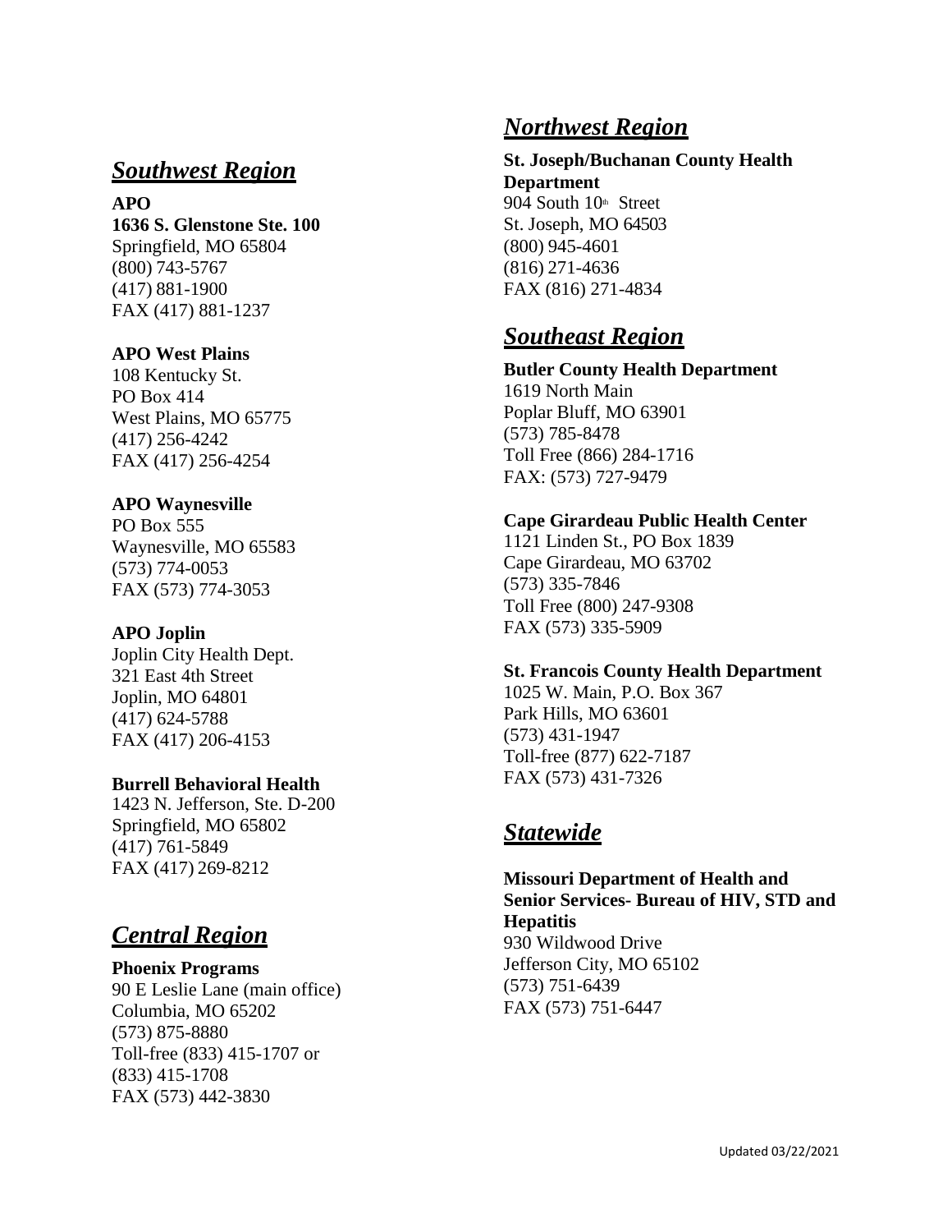## Southwest Region

**APO**
**1636 S. Glenstone Ste. 100**
Springfield, MO 65804
(800) 743-5767
(417) 881-1900
FAX (417) 881-1237

**APO West Plains**
108 Kentucky St.
PO Box 414
West Plains, MO 65775
(417) 256-4242
FAX (417) 256-4254

**APO Waynesville**
PO Box 555
Waynesville, MO 65583
(573) 774-0053
FAX (573) 774-3053

**APO Joplin**
Joplin City Health Dept.
321 East 4th Street
Joplin, MO 64801
(417) 624-5788
FAX (417) 206-4153

**Burrell Behavioral Health**
1423 N. Jefferson, Ste. D-200
Springfield, MO 65802
(417) 761-5849
FAX (417) 269-8212

## Central Region

**Phoenix Programs**
90 E Leslie Lane (main office)
Columbia, MO 65202
(573) 875-8880
Toll-free (833) 415-1707 or
(833) 415-1708
FAX (573) 442-3830

## Northwest Region

**St. Joseph/Buchanan County Health Department**
904 South 10th Street
St. Joseph, MO 64503
(800) 945-4601
(816) 271-4636
FAX (816) 271-4834

## Southeast Region

**Butler County Health Department**
1619 North Main
Poplar Bluff, MO 63901
(573) 785-8478
Toll Free (866) 284-1716
FAX: (573) 727-9479

**Cape Girardeau Public Health Center**
1121 Linden St., PO Box 1839
Cape Girardeau, MO 63702
(573) 335-7846
Toll Free (800) 247-9308
FAX (573) 335-5909

**St. Francois County Health Department**
1025 W. Main, P.O. Box 367
Park Hills, MO 63601
(573) 431-1947
Toll-free (877) 622-7187
FAX (573) 431-7326

## Statewide

**Missouri Department of Health and Senior Services- Bureau of HIV, STD and Hepatitis**
930 Wildwood Drive
Jefferson City, MO 65102
(573) 751-6439
FAX (573) 751-6447

Updated 03/22/2021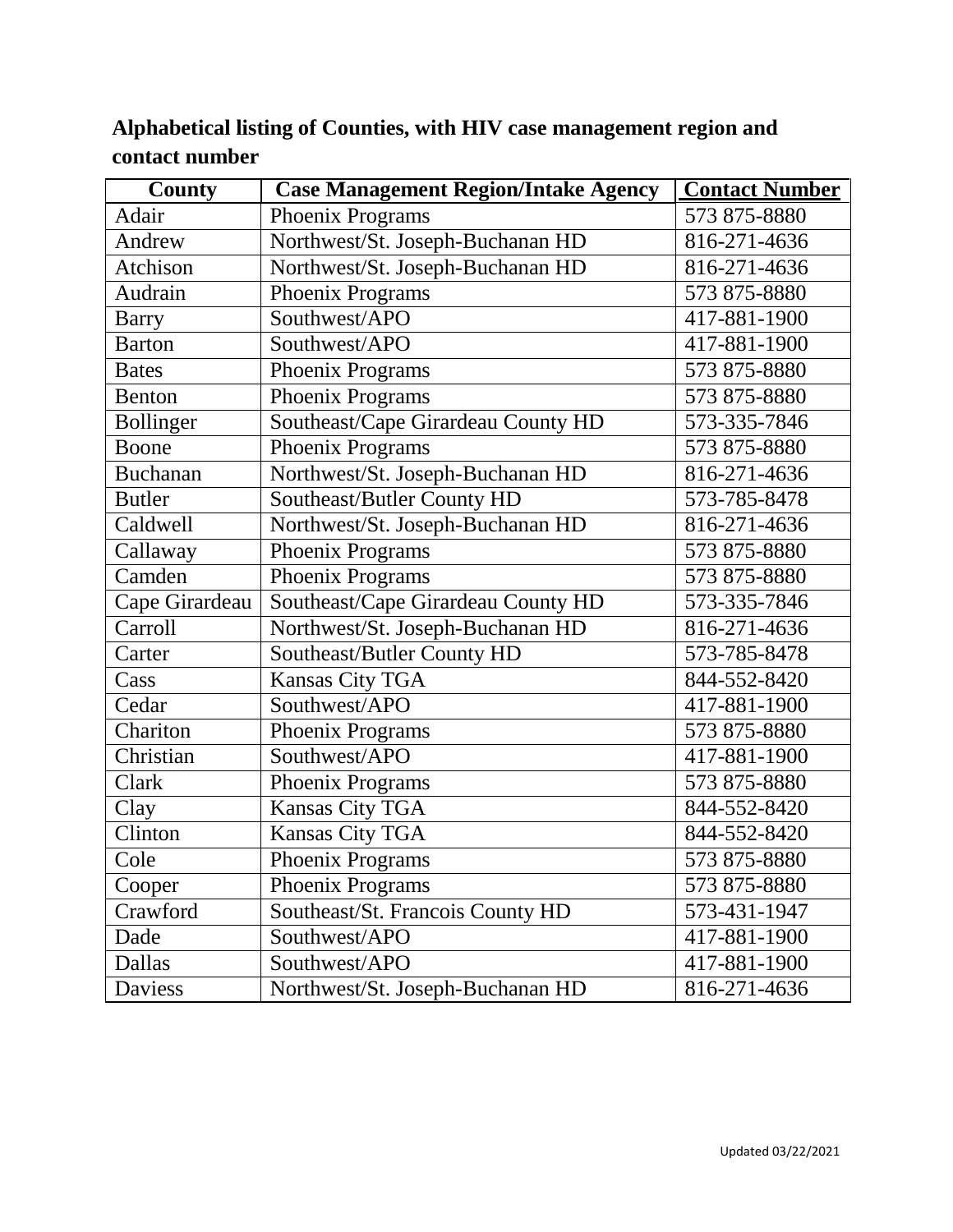**Alphabetical listing of Counties, with HIV case management region and contact number**

| County | Case Management Region/Intake Agency | Contact Number |
|---|---|---|
| Adair | Phoenix Programs | 573 875-8880 |
| Andrew | Northwest/St. Joseph-Buchanan HD | 816-271-4636 |
| Atchison | Northwest/St. Joseph-Buchanan HD | 816-271-4636 |
| Audrain | Phoenix Programs | 573 875-8880 |
| Barry | Southwest/APO | 417-881-1900 |
| Barton | Southwest/APO | 417-881-1900 |
| Bates | Phoenix Programs | 573 875-8880 |
| Benton | Phoenix Programs | 573 875-8880 |
| Bollinger | Southeast/Cape Girardeau County HD | 573-335-7846 |
| Boone | Phoenix Programs | 573 875-8880 |
| Buchanan | Northwest/St. Joseph-Buchanan HD | 816-271-4636 |
| Butler | Southeast/Butler County HD | 573-785-8478 |
| Caldwell | Northwest/St. Joseph-Buchanan HD | 816-271-4636 |
| Callaway | Phoenix Programs | 573 875-8880 |
| Camden | Phoenix Programs | 573 875-8880 |
| Cape Girardeau | Southeast/Cape Girardeau County HD | 573-335-7846 |
| Carroll | Northwest/St. Joseph-Buchanan HD | 816-271-4636 |
| Carter | Southeast/Butler County HD | 573-785-8478 |
| Cass | Kansas City TGA | 844-552-8420 |
| Cedar | Southwest/APO | 417-881-1900 |
| Chariton | Phoenix Programs | 573 875-8880 |
| Christian | Southwest/APO | 417-881-1900 |
| Clark | Phoenix Programs | 573 875-8880 |
| Clay | Kansas City TGA | 844-552-8420 |
| Clinton | Kansas City TGA | 844-552-8420 |
| Cole | Phoenix Programs | 573 875-8880 |
| Cooper | Phoenix Programs | 573 875-8880 |
| Crawford | Southeast/St. Francois County HD | 573-431-1947 |
| Dade | Southwest/APO | 417-881-1900 |
| Dallas | Southwest/APO | 417-881-1900 |
| Daviess | Northwest/St. Joseph-Buchanan HD | 816-271-4636 |

Updated 03/22/2021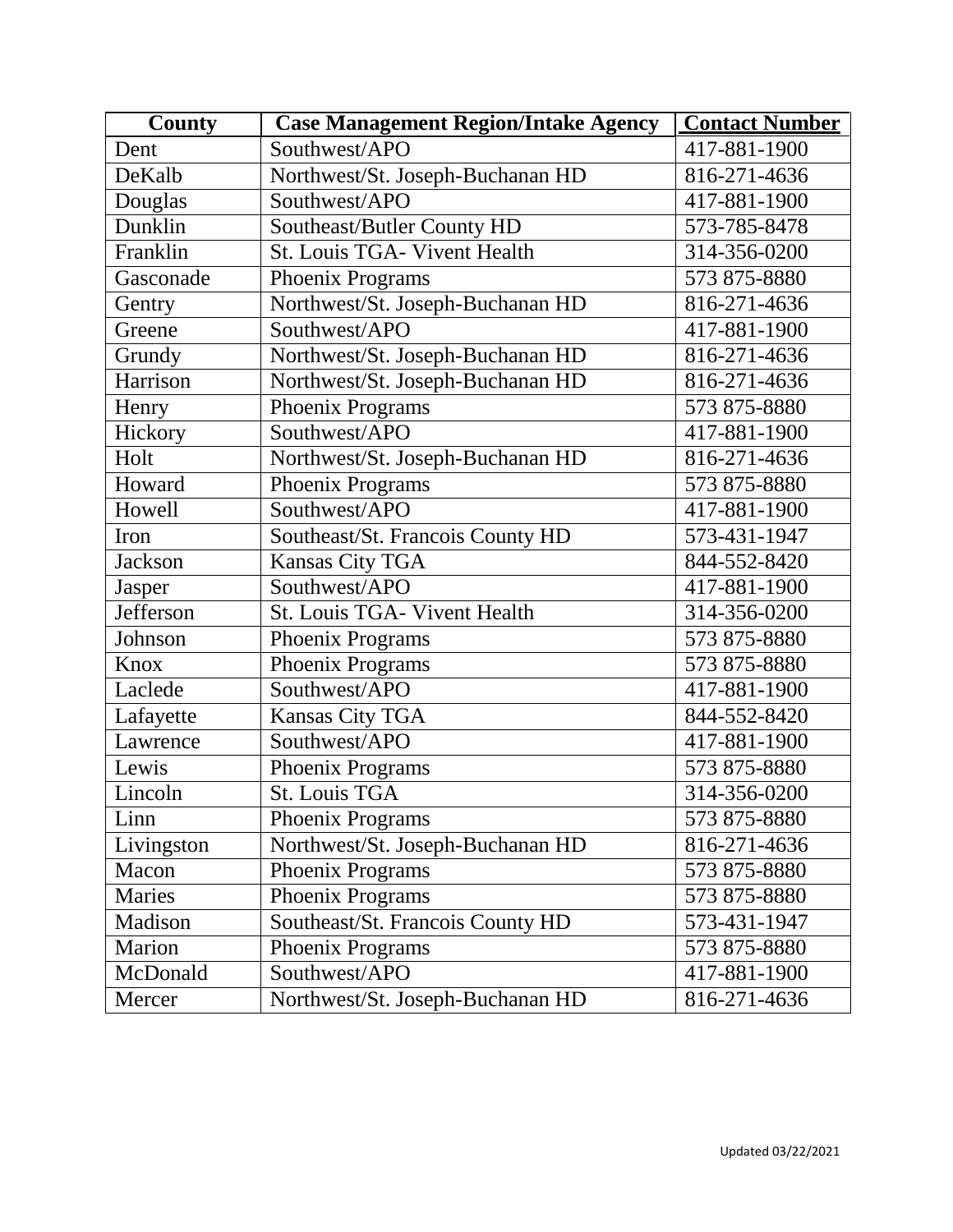| County | Case Management Region/Intake Agency | Contact Number |
|---|---|---|
| Dent | Southwest/APO | 417-881-1900 |
| DeKalb | Northwest/St. Joseph-Buchanan HD | 816-271-4636 |
| Douglas | Southwest/APO | 417-881-1900 |
| Dunklin | Southeast/Butler County HD | 573-785-8478 |
| Franklin | St. Louis TGA- Vivent Health | 314-356-0200 |
| Gasconade | Phoenix Programs | 573 875-8880 |
| Gentry | Northwest/St. Joseph-Buchanan HD | 816-271-4636 |
| Greene | Southwest/APO | 417-881-1900 |
| Grundy | Northwest/St. Joseph-Buchanan HD | 816-271-4636 |
| Harrison | Northwest/St. Joseph-Buchanan HD | 816-271-4636 |
| Henry | Phoenix Programs | 573 875-8880 |
| Hickory | Southwest/APO | 417-881-1900 |
| Holt | Northwest/St. Joseph-Buchanan HD | 816-271-4636 |
| Howard | Phoenix Programs | 573 875-8880 |
| Howell | Southwest/APO | 417-881-1900 |
| Iron | Southeast/St. Francois County HD | 573-431-1947 |
| Jackson | Kansas City TGA | 844-552-8420 |
| Jasper | Southwest/APO | 417-881-1900 |
| Jefferson | St. Louis TGA- Vivent Health | 314-356-0200 |
| Johnson | Phoenix Programs | 573 875-8880 |
| Knox | Phoenix Programs | 573 875-8880 |
| Laclede | Southwest/APO | 417-881-1900 |
| Lafayette | Kansas City TGA | 844-552-8420 |
| Lawrence | Southwest/APO | 417-881-1900 |
| Lewis | Phoenix Programs | 573 875-8880 |
| Lincoln | St. Louis TGA | 314-356-0200 |
| Linn | Phoenix Programs | 573 875-8880 |
| Livingston | Northwest/St. Joseph-Buchanan HD | 816-271-4636 |
| Macon | Phoenix Programs | 573 875-8880 |
| Maries | Phoenix Programs | 573 875-8880 |
| Madison | Southeast/St. Francois County HD | 573-431-1947 |
| Marion | Phoenix Programs | 573 875-8880 |
| McDonald | Southwest/APO | 417-881-1900 |
| Mercer | Northwest/St. Joseph-Buchanan HD | 816-271-4636 |

Updated 03/22/2021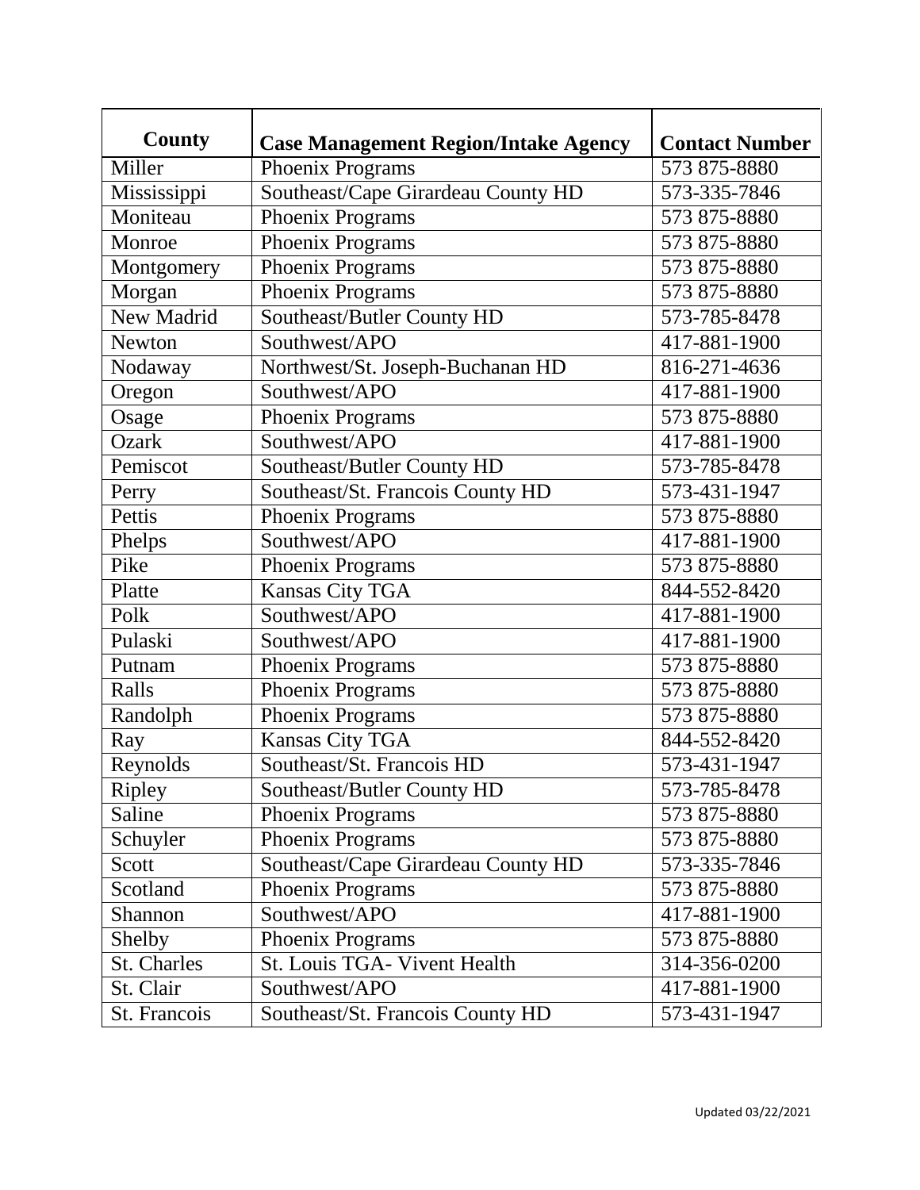| County | Case Management Region/Intake Agency | Contact Number |
|---|---|---|
| Miller | Phoenix Programs | 573 875-8880 |
| Mississippi | Southeast/Cape Girardeau County HD | 573-335-7846 |
| Moniteau | Phoenix Programs | 573 875-8880 |
| Monroe | Phoenix Programs | 573 875-8880 |
| Montgomery | Phoenix Programs | 573 875-8880 |
| Morgan | Phoenix Programs | 573 875-8880 |
| New Madrid | Southeast/Butler County HD | 573-785-8478 |
| Newton | Southwest/APO | 417-881-1900 |
| Nodaway | Northwest/St. Joseph-Buchanan HD | 816-271-4636 |
| Oregon | Southwest/APO | 417-881-1900 |
| Osage | Phoenix Programs | 573 875-8880 |
| Ozark | Southwest/APO | 417-881-1900 |
| Pemiscot | Southeast/Butler County HD | 573-785-8478 |
| Perry | Southeast/St. Francois County HD | 573-431-1947 |
| Pettis | Phoenix Programs | 573 875-8880 |
| Phelps | Southwest/APO | 417-881-1900 |
| Pike | Phoenix Programs | 573 875-8880 |
| Platte | Kansas City TGA | 844-552-8420 |
| Polk | Southwest/APO | 417-881-1900 |
| Pulaski | Southwest/APO | 417-881-1900 |
| Putnam | Phoenix Programs | 573 875-8880 |
| Ralls | Phoenix Programs | 573 875-8880 |
| Randolph | Phoenix Programs | 573 875-8880 |
| Ray | Kansas City TGA | 844-552-8420 |
| Reynolds | Southeast/St. Francois HD | 573-431-1947 |
| Ripley | Southeast/Butler County HD | 573-785-8478 |
| Saline | Phoenix Programs | 573 875-8880 |
| Schuyler | Phoenix Programs | 573 875-8880 |
| Scott | Southeast/Cape Girardeau County HD | 573-335-7846 |
| Scotland | Phoenix Programs | 573 875-8880 |
| Shannon | Southwest/APO | 417-881-1900 |
| Shelby | Phoenix Programs | 573 875-8880 |
| St. Charles | St. Louis TGA- Vivent Health | 314-356-0200 |
| St. Clair | Southwest/APO | 417-881-1900 |
| St. Francois | Southeast/St. Francois County HD | 573-431-1947 |

Updated 03/22/2021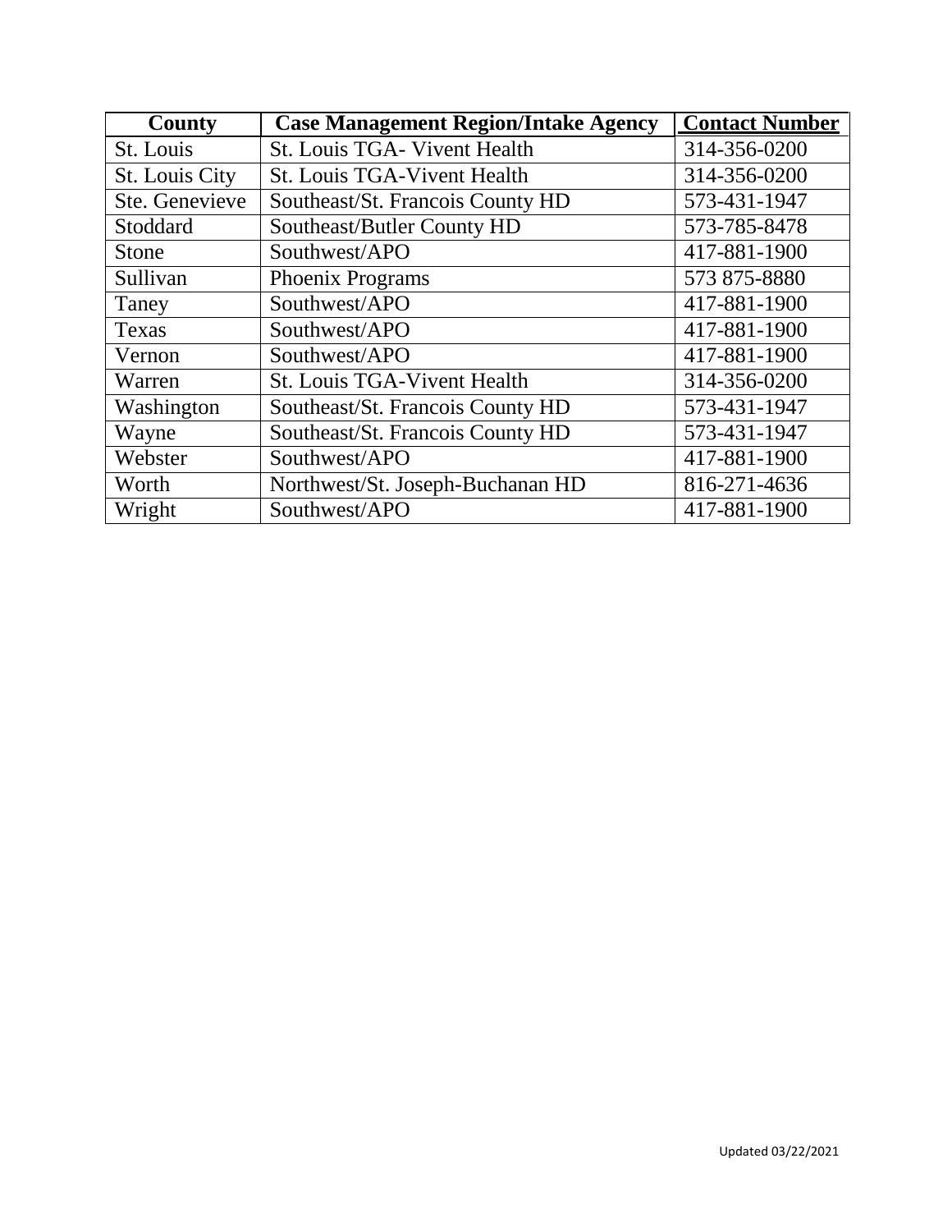| County | Case Management Region/Intake Agency | Contact Number |
|---|---|---|
| St. Louis | St. Louis TGA- Vivent Health | 314-356-0200 |
| St. Louis City | St. Louis TGA-Vivent Health | 314-356-0200 |
| Ste. Genevieve | Southeast/St. Francois County HD | 573-431-1947 |
| Stoddard | Southeast/Butler County HD | 573-785-8478 |
| Stone | Southwest/APO | 417-881-1900 |
| Sullivan | Phoenix Programs | 573 875-8880 |
| Taney | Southwest/APO | 417-881-1900 |
| Texas | Southwest/APO | 417-881-1900 |
| Vernon | Southwest/APO | 417-881-1900 |
| Warren | St. Louis TGA-Vivent Health | 314-356-0200 |
| Washington | Southeast/St. Francois County HD | 573-431-1947 |
| Wayne | Southeast/St. Francois County HD | 573-431-1947 |
| Webster | Southwest/APO | 417-881-1900 |
| Worth | Northwest/St. Joseph-Buchanan HD | 816-271-4636 |
| Wright | Southwest/APO | 417-881-1900 |

Updated 03/22/2021